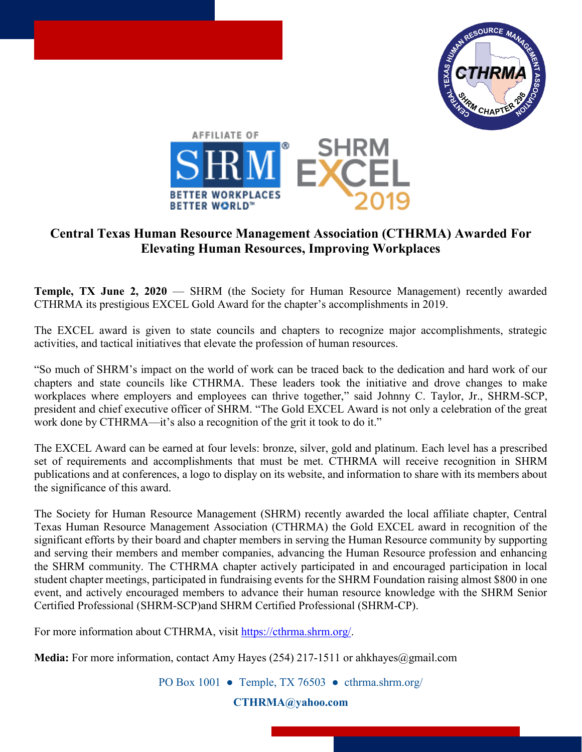# Central Texas Human Resource Management Association (CTHRMA) Awarded For Elevating Human Resources, Improving Workplaces

**Temple, TX June 2, 2020** — SHRM (the Society for Human Resource Management) recently awarded CTHRMA its prestigious EXCEL Gold Award for the chapter's accomplishments in 2019.

The EXCEL award is given to state councils and chapters to recognize major accomplishments, strategic activities, and tactical initiatives that elevate the profession of human resources.

"So much of SHRM's impact on the world of work can be traced back to the dedication and hard work of our chapters and state councils like CTHRMA. These leaders took the initiative and drove changes to make workplaces where employers and employees can thrive together," said Johnny C. Taylor, Jr., SHRM-SCP, president and chief executive officer of SHRM. "The Gold EXCEL Award is not only a celebration of the great work done by CTHRMA—it's also a recognition of the grit it took to do it."

The EXCEL Award can be earned at four levels: bronze, silver, gold and platinum. Each level has a prescribed set of requirements and accomplishments that must be met. CTHRMA will receive recognition in SHRM publications and at conferences, a logo to display on its website, and information to share with its members about the significance of this award.

The Society for Human Resource Management (SHRM) recently awarded the local affiliate chapter, Central Texas Human Resource Management Association (CTHRMA) the Gold EXCEL award in recognition of the significant efforts by their board and chapter members in serving the Human Resource community by supporting and serving their members and member companies, advancing the Human Resource profession and enhancing the SHRM community. The CTHRMA chapter actively participated in and encouraged participation in local student chapter meetings, participated in fundraising events for the SHRM Foundation raising almost $800 in one event, and actively encouraged members to advance their human resource knowledge with the SHRM Senior Certified Professional (SHRM-SCP)and SHRM Certified Professional (SHRM-CP).

For more information about CTHRMA, visit https://cthrma.shrm.org/.

**Media:** For more information, contact Amy Hayes (254) 217-1511 or ahkhayes@gmail.com

PO Box 1001 ● Temple, TX 76503 ● cthrma.shrm.org/

**CTHRMA@yahoo.com**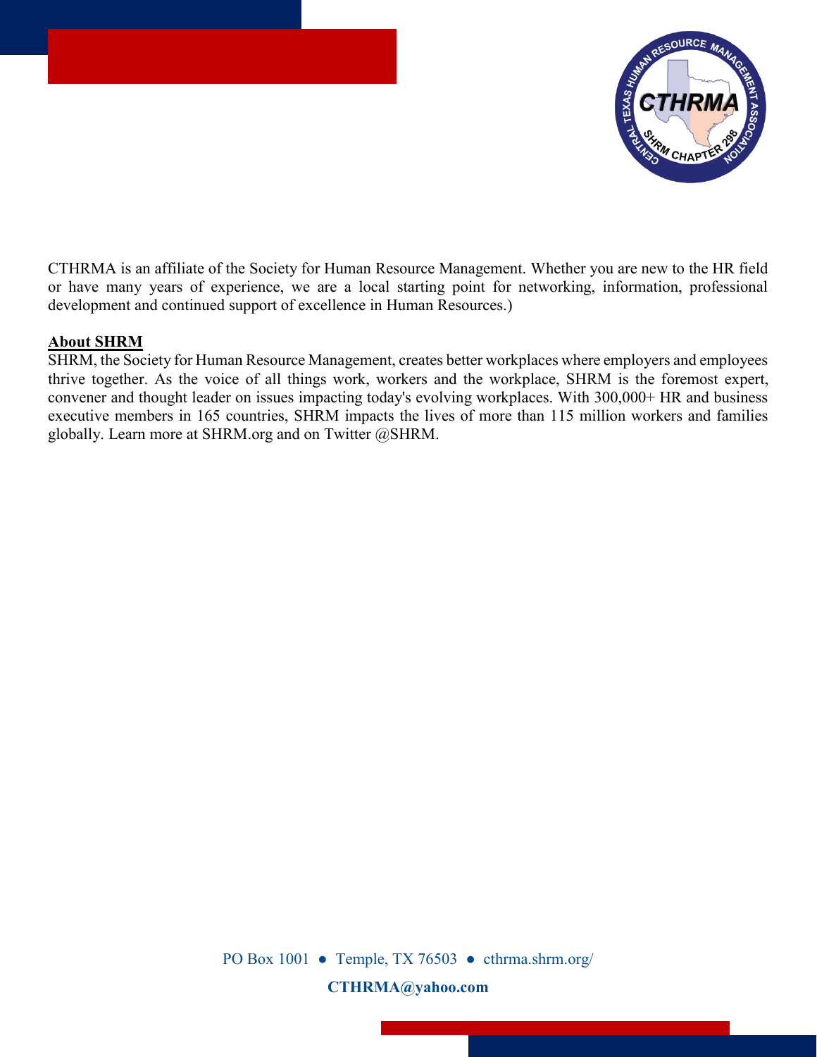CTHRMA is an affiliate of the Society for Human Resource Management. Whether you are new to the HR field or have many years of experience, we are a local starting point for networking, information, professional development and continued support of excellence in Human Resources.)

**About SHRM**

SHRM, the Society for Human Resource Management, creates better workplaces where employers and employees thrive together. As the voice of all things work, workers and the workplace, SHRM is the foremost expert, convener and thought leader on issues impacting today's evolving workplaces. With 300,000+ HR and business executive members in 165 countries, SHRM impacts the lives of more than 115 million workers and families globally. Learn more at SHRM.org and on Twitter @SHRM.

PO Box 1001 ● Temple, TX 76503 ● cthrma.shrm.org/

**CTHRMA@yahoo.com**